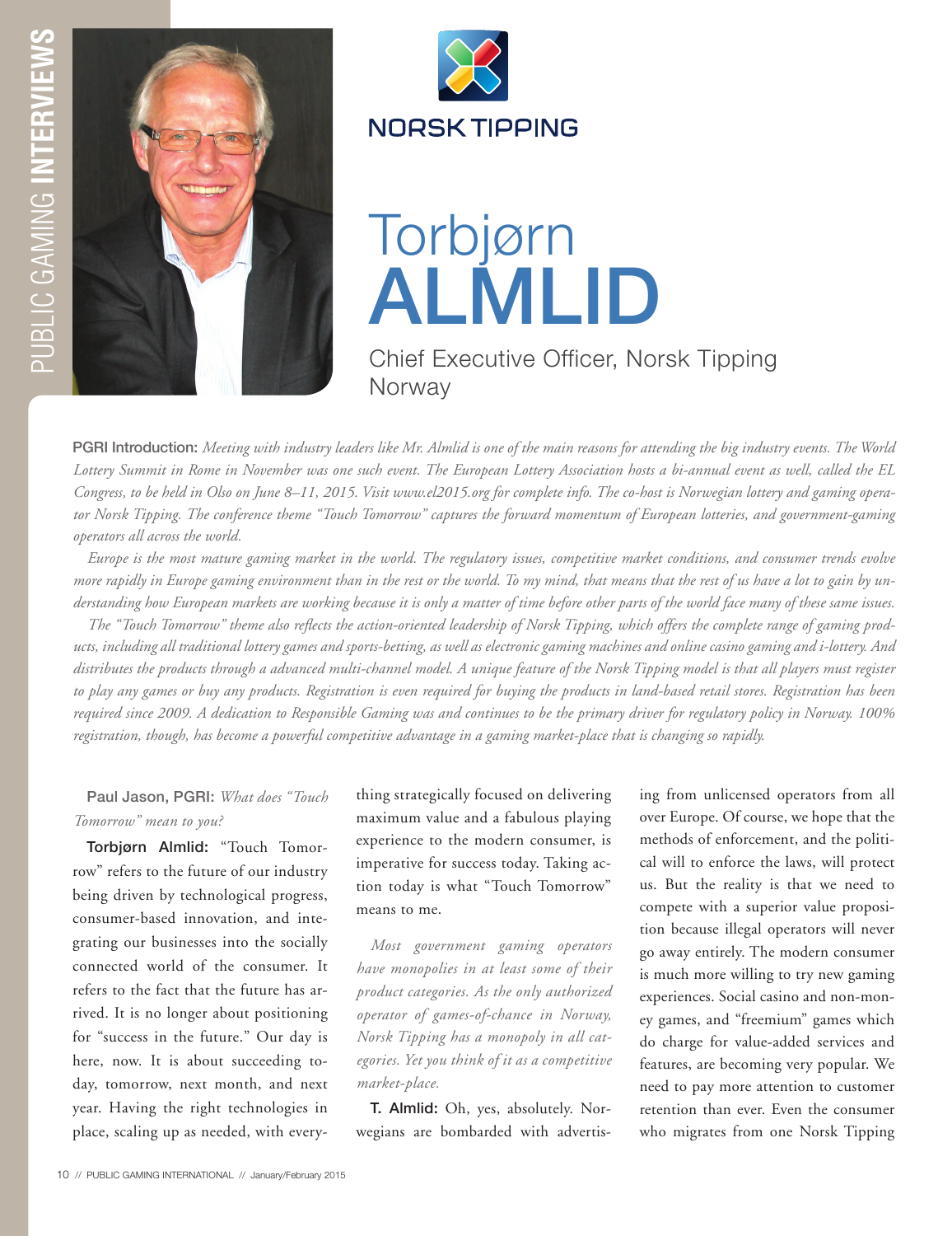# Torbjørn ALMLID

Chief Executive Officer, Norsk Tipping Norway

**PGRI Introduction:** *Meeting with industry leaders like Mr. Almlid is one of the main reasons for attending the big industry events. The World Lottery Summit in Rome in November was one such event. The European Lottery Association hosts a bi-annual event as well, called the EL Congress, to be held in Olso on June 8–11, 2015. Visit www.el2015.org for complete info. The co-host is Norwegian lottery and gaming operator Norsk Tipping. The conference theme "Touch Tomorrow" captures the forward momentum of European lotteries, and government-gaming operators all across the world.*

*Europe is the most mature gaming market in the world. The regulatory issues, competitive market conditions, and consumer trends evolve more rapidly in Europe gaming environment than in the rest or the world. To my mind, that means that the rest of us have a lot to gain by understanding how European markets are working because it is only a matter of time before other parts of the world face many of these same issues.*

*The "Touch Tomorrow" theme also reflects the action-oriented leadership of Norsk Tipping, which offers the complete range of gaming products, including all traditional lottery games and sports-betting, as well as electronic gaming machines and online casino gaming and i-lottery. And distributes the products through a advanced multi-channel model. A unique feature of the Norsk Tipping model is that all players must register to play any games or buy any products. Registration is even required for buying the products in land-based retail stores. Registration has been required since 2009. A dedication to Responsible Gaming was and continues to be the primary driver for regulatory policy in Norway. 100% registration, though, has become a powerful competitive advantage in a gaming market-place that is changing so rapidly.*

**Paul Jason, PGRI:** *What does "Touch Tomorrow" mean to you?*

**Torbjørn Almlid:** "Touch Tomorrow" refers to the future of our industry being driven by technological progress, consumer-based innovation, and integrating our businesses into the socially connected world of the consumer. It refers to the fact that the future has arrived. It is no longer about positioning for "success in the future." Our day is here, now. It is about succeeding today, tomorrow, next month, and next year. Having the right technologies in place, scaling up as needed, with everything strategically focused on delivering maximum value and a fabulous playing experience to the modern consumer, is imperative for success today. Taking action today is what "Touch Tomorrow" means to me.

*Most government gaming operators have monopolies in at least some of their product categories. As the only authorized operator of games-of-chance in Norway, Norsk Tipping has a monopoly in all categories. Yet you think of it as a competitive market-place.*

**T. Almlid:** Oh, yes, absolutely. Norwegians are bombarded with advertising from unlicensed operators from all over Europe. Of course, we hope that the methods of enforcement, and the political will to enforce the laws, will protect us. But the reality is that we need to compete with a superior value proposition because illegal operators will never go away entirely. The modern consumer is much more willing to try new gaming experiences. Social casino and non-money games, and "freemium" games which do charge for value-added services and features, are becoming very popular. We need to pay more attention to customer retention than ever. Even the consumer who migrates from one Norsk Tipping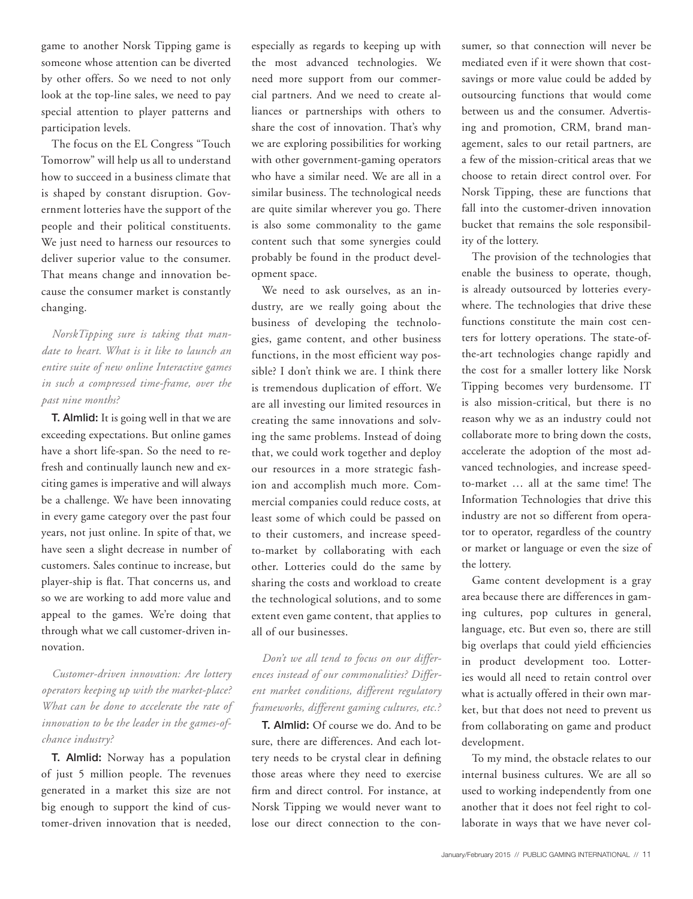game to another Norsk Tipping game is someone whose attention can be diverted by other offers. So we need to not only look at the top-line sales, we need to pay special attention to player patterns and participation levels.

The focus on the EL Congress "Touch Tomorrow" will help us all to understand how to succeed in a business climate that is shaped by constant disruption. Government lotteries have the support of the people and their political constituents. We just need to harness our resources to deliver superior value to the consumer. That means change and innovation because the consumer market is constantly changing.

*NorskTipping sure is taking that mandate to heart. What is it like to launch an entire suite of new online Interactive games in such a compressed time-frame, over the past nine months?*

**T. Almlid:** It is going well in that we are exceeding expectations. But online games have a short life-span. So the need to refresh and continually launch new and exciting games is imperative and will always be a challenge. We have been innovating in every game category over the past four years, not just online. In spite of that, we have seen a slight decrease in number of customers. Sales continue to increase, but player-ship is flat. That concerns us, and so we are working to add more value and appeal to the games. We're doing that through what we call customer-driven innovation.

*Customer-driven innovation: Are lottery operators keeping up with the market-place? What can be done to accelerate the rate of innovation to be the leader in the games-of-chance industry?*

**T. Almlid:** Norway has a population of just 5 million people. The revenues generated in a market this size are not big enough to support the kind of customer-driven innovation that is needed, especially as regards to keeping up with the most advanced technologies. We need more support from our commercial partners. And we need to create alliances or partnerships with others to share the cost of innovation. That's why we are exploring possibilities for working with other government-gaming operators who have a similar need. We are all in a similar business. The technological needs are quite similar wherever you go. There is also some commonality to the game content such that some synergies could probably be found in the product development space.

We need to ask ourselves, as an industry, are we really going about the business of developing the technologies, game content, and other business functions, in the most efficient way possible? I don't think we are. I think there is tremendous duplication of effort. We are all investing our limited resources in creating the same innovations and solving the same problems. Instead of doing that, we could work together and deploy our resources in a more strategic fashion and accomplish much more. Commercial companies could reduce costs, at least some of which could be passed on to their customers, and increase speed-to-market by collaborating with each other. Lotteries could do the same by sharing the costs and workload to create the technological solutions, and to some extent even game content, that applies to all of our businesses.

*Don't we all tend to focus on our differences instead of our commonalities? Different market conditions, different regulatory frameworks, different gaming cultures, etc.?*

**T. Almlid:** Of course we do. And to be sure, there are differences. And each lottery needs to be crystal clear in defining those areas where they need to exercise firm and direct control. For instance, at Norsk Tipping we would never want to lose our direct connection to the consumer, so that connection will never be mediated even if it were shown that cost-savings or more value could be added by outsourcing functions that would come between us and the consumer. Advertising and promotion, CRM, brand management, sales to our retail partners, are a few of the mission-critical areas that we choose to retain direct control over. For Norsk Tipping, these are functions that fall into the customer-driven innovation bucket that remains the sole responsibility of the lottery.

The provision of the technologies that enable the business to operate, though, is already outsourced by lotteries everywhere. The technologies that drive these functions constitute the main cost centers for lottery operations. The state-of-the-art technologies change rapidly and the cost for a smaller lottery like Norsk Tipping becomes very burdensome. IT is also mission-critical, but there is no reason why we as an industry could not collaborate more to bring down the costs, accelerate the adoption of the most advanced technologies, and increase speed-to-market … all at the same time! The Information Technologies that drive this industry are not so different from operator to operator, regardless of the country or market or language or even the size of the lottery.

Game content development is a gray area because there are differences in gaming cultures, pop cultures in general, language, etc. But even so, there are still big overlaps that could yield efficiencies in product development too. Lotteries would all need to retain control over what is actually offered in their own market, but that does not need to prevent us from collaborating on game and product development.

To my mind, the obstacle relates to our internal business cultures. We are all so used to working independently from one another that it does not feel right to collaborate in ways that we have never col-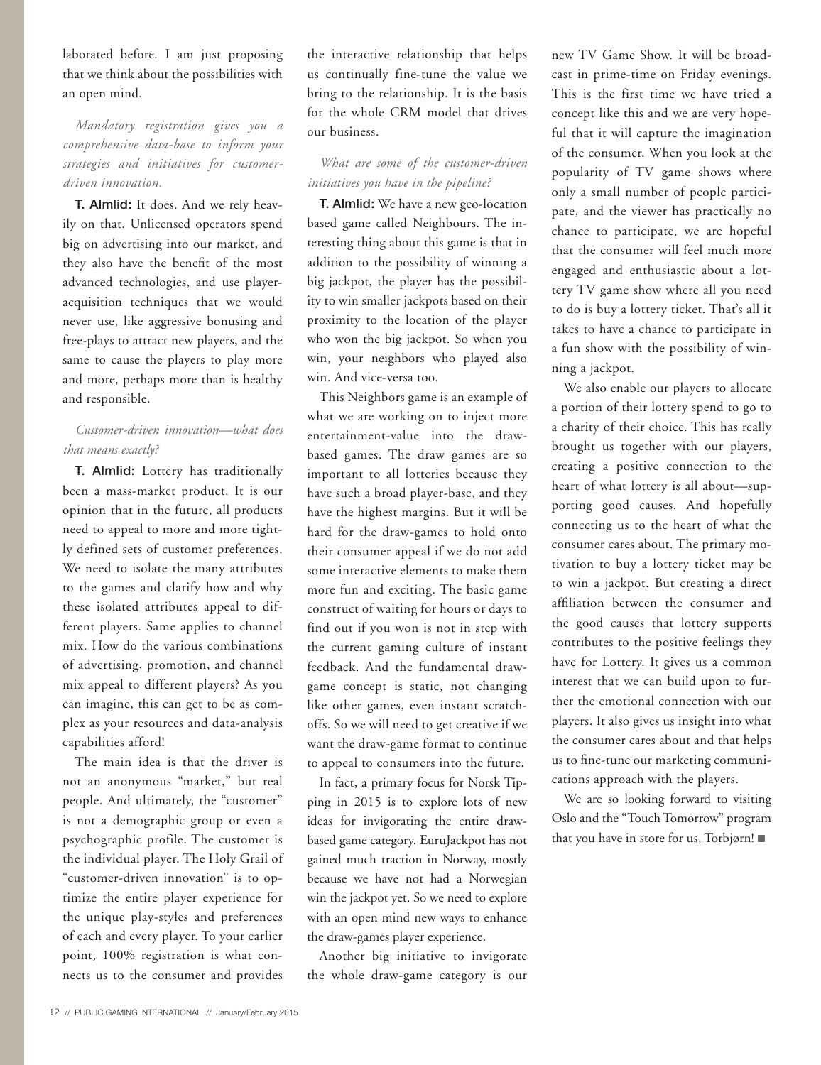laborated before. I am just proposing that we think about the possibilities with an open mind.

*Mandatory registration gives you a comprehensive data-base to inform your strategies and initiatives for customer-driven innovation.*

**T. Almlid:** It does. And we rely heavily on that. Unlicensed operators spend big on advertising into our market, and they also have the benefit of the most advanced technologies, and use player-acquisition techniques that we would never use, like aggressive bonusing and free-plays to attract new players, and the same to cause the players to play more and more, perhaps more than is healthy and responsible.

*Customer-driven innovation—what does that means exactly?*

**T. Almlid:** Lottery has traditionally been a mass-market product. It is our opinion that in the future, all products need to appeal to more and more tightly defined sets of customer preferences. We need to isolate the many attributes to the games and clarify how and why these isolated attributes appeal to different players. Same applies to channel mix. How do the various combinations of advertising, promotion, and channel mix appeal to different players? As you can imagine, this can get to be as complex as your resources and data-analysis capabilities afford!

The main idea is that the driver is not an anonymous "market," but real people. And ultimately, the "customer" is not a demographic group or even a psychographic profile. The customer is the individual player. The Holy Grail of "customer-driven innovation" is to optimize the entire player experience for the unique play-styles and preferences of each and every player. To your earlier point, 100% registration is what connects us to the consumer and provides the interactive relationship that helps us continually fine-tune the value we bring to the relationship. It is the basis for the whole CRM model that drives our business.

*What are some of the customer-driven initiatives you have in the pipeline?*

**T. Almlid:** We have a new geo-location based game called Neighbours. The interesting thing about this game is that in addition to the possibility of winning a big jackpot, the player has the possibility to win smaller jackpots based on their proximity to the location of the player who won the big jackpot. So when you win, your neighbors who played also win. And vice-versa too.

This Neighbors game is an example of what we are working on to inject more entertainment-value into the draw-based games. The draw games are so important to all lotteries because they have such a broad player-base, and they have the highest margins. But it will be hard for the draw-games to hold onto their consumer appeal if we do not add some interactive elements to make them more fun and exciting. The basic game construct of waiting for hours or days to find out if you won is not in step with the current gaming culture of instant feedback. And the fundamental draw-game concept is static, not changing like other games, even instant scratch-offs. So we will need to get creative if we want the draw-game format to continue to appeal to consumers into the future.

In fact, a primary focus for Norsk Tipping in 2015 is to explore lots of new ideas for invigorating the entire draw-based game category. EuruJackpot has not gained much traction in Norway, mostly because we have not had a Norwegian win the jackpot yet. So we need to explore with an open mind new ways to enhance the draw-games player experience.

Another big initiative to invigorate the whole draw-game category is our new TV Game Show. It will be broadcast in prime-time on Friday evenings. This is the first time we have tried a concept like this and we are very hopeful that it will capture the imagination of the consumer. When you look at the popularity of TV game shows where only a small number of people participate, and the viewer has practically no chance to participate, we are hopeful that the consumer will feel much more engaged and enthusiastic about a lottery TV game show where all you need to do is buy a lottery ticket. That's all it takes to have a chance to participate in a fun show with the possibility of winning a jackpot.

We also enable our players to allocate a portion of their lottery spend to go to a charity of their choice. This has really brought us together with our players, creating a positive connection to the heart of what lottery is all about—supporting good causes. And hopefully connecting us to the heart of what the consumer cares about. The primary motivation to buy a lottery ticket may be to win a jackpot. But creating a direct affiliation between the consumer and the good causes that lottery supports contributes to the positive feelings they have for Lottery. It gives us a common interest that we can build upon to further the emotional connection with our players. It also gives us insight into what the consumer cares about and that helps us to fine-tune our marketing communications approach with the players.

We are so looking forward to visiting Oslo and the "Touch Tomorrow" program that you have in store for us, Torbjørn! ■